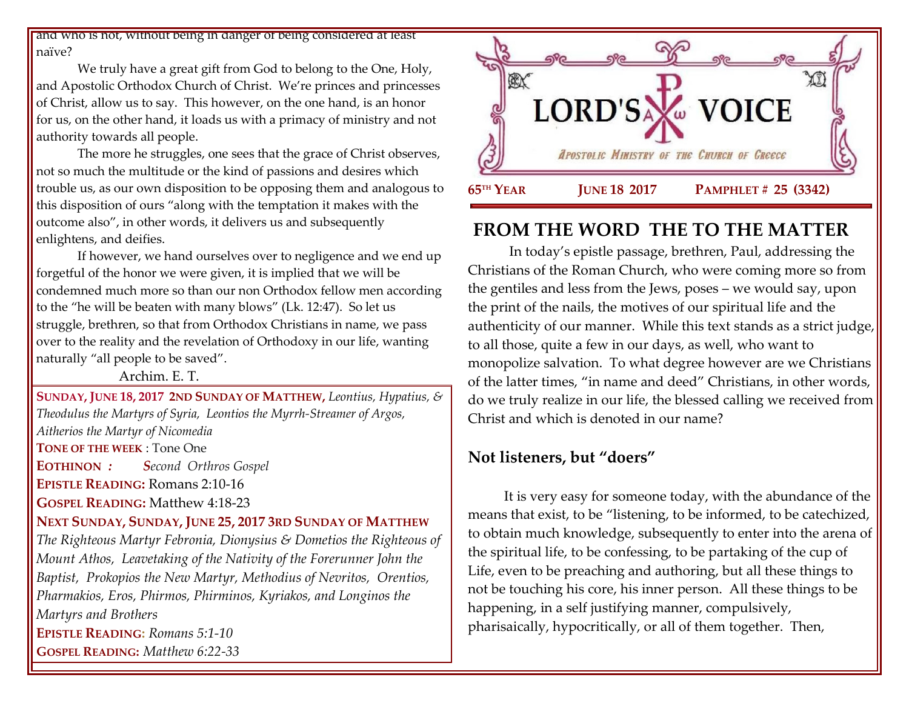and who is not, without being in danger of being considered at least naïve?

We truly have a great gift from God to belong to the One, Holy, and Apostolic Orthodox Church of Christ. We're princes and princesses of Christ, allow us to say. This however, on the one hand, is an honor for us, on the other hand, it loads us with a primacy of ministry and not authority towards all people.

The more he struggles, one sees that the grace of Christ observes, not so much the multitude or the kind of passions and desires which trouble us, as our own disposition to be opposing them and analogous to this disposition of ours "along with the temptation it makes with the outcome also", in other words, it delivers us and subsequently enlightens, and deifies.

If however, we hand ourselves over to negligence and we end up forgetful of the honor we were given, it is implied that we will be condemned much more so than our non Orthodox fellow men according to the "he will be beaten with many blows" (Lk. 12:47). So let us struggle, brethren, so that from Orthodox Christians in name, we pass over to the reality and the revelation of Orthodoxy in our life, wanting naturally "all people to be saved".

Archim. E. T.

**SUNDAY, JUNE 18, 2017 2ND SUNDAY OF MATTHEW,** *Leontius, Hypatius, & Theodulus the Martyrs of Syria, Leontios the Myrrh-Streamer of Argos, Aitherios the Martyr of Nicomedia*

**TONE OF THE WEEK** : Tone One

**EOTHINON** : *Second Orthros Gospel*

**EPISTLE READING:** Romans 2:10-16

**GOSPEL READING:** Matthew 4:18-23

**NEXT SUNDAY, SUNDAY, JUNE 25, 2017 3RD SUNDAY OF MATTHEW**

*The Righteous Martyr Febronia, Dionysius & Dometios the Righteous of Mount Athos, Leavetaking of the Nativity of the Forerunner John the Baptist, Prokopios the New Martyr, Methodius of Nevritos, Orentios, Pharmakios, Eros, Phirmos, Phirminos, Kyriakos, and Longinos the Martyrs and Brothers*

**EPISTLE READING:** *Romans 5:1-10*

**GOSPEL READING:** *Matthew 6:22-33*

# LORD'S VOICE

*Apostolic Ministry of the Church of Greece*

**65TH YEAR** **JUNE 18 2017** **PAMPHLET # 25 (3342)**

## FROM THE WORD THE TO THE MATTER

In today's epistle passage, brethren, Paul, addressing the Christians of the Roman Church, who were coming more so from the gentiles and less from the Jews, poses – we would say, upon the print of the nails, the motives of our spiritual life and the authenticity of our manner. While this text stands as a strict judge, to all those, quite a few in our days, as well, who want to monopolize salvation. To what degree however are we Christians of the latter times, "in name and deed" Christians, in other words, do we truly realize in our life, the blessed calling we received from Christ and which is denoted in our name?

### Not listeners, but "doers"

It is very easy for someone today, with the abundance of the means that exist, to be "listening, to be informed, to be catechized, to obtain much knowledge, subsequently to enter into the arena of the spiritual life, to be confessing, to be partaking of the cup of Life, even to be preaching and authoring, but all these things to not be touching his core, his inner person. All these things to be happening, in a self justifying manner, compulsively, pharisaically, hypocritically, or all of them together. Then,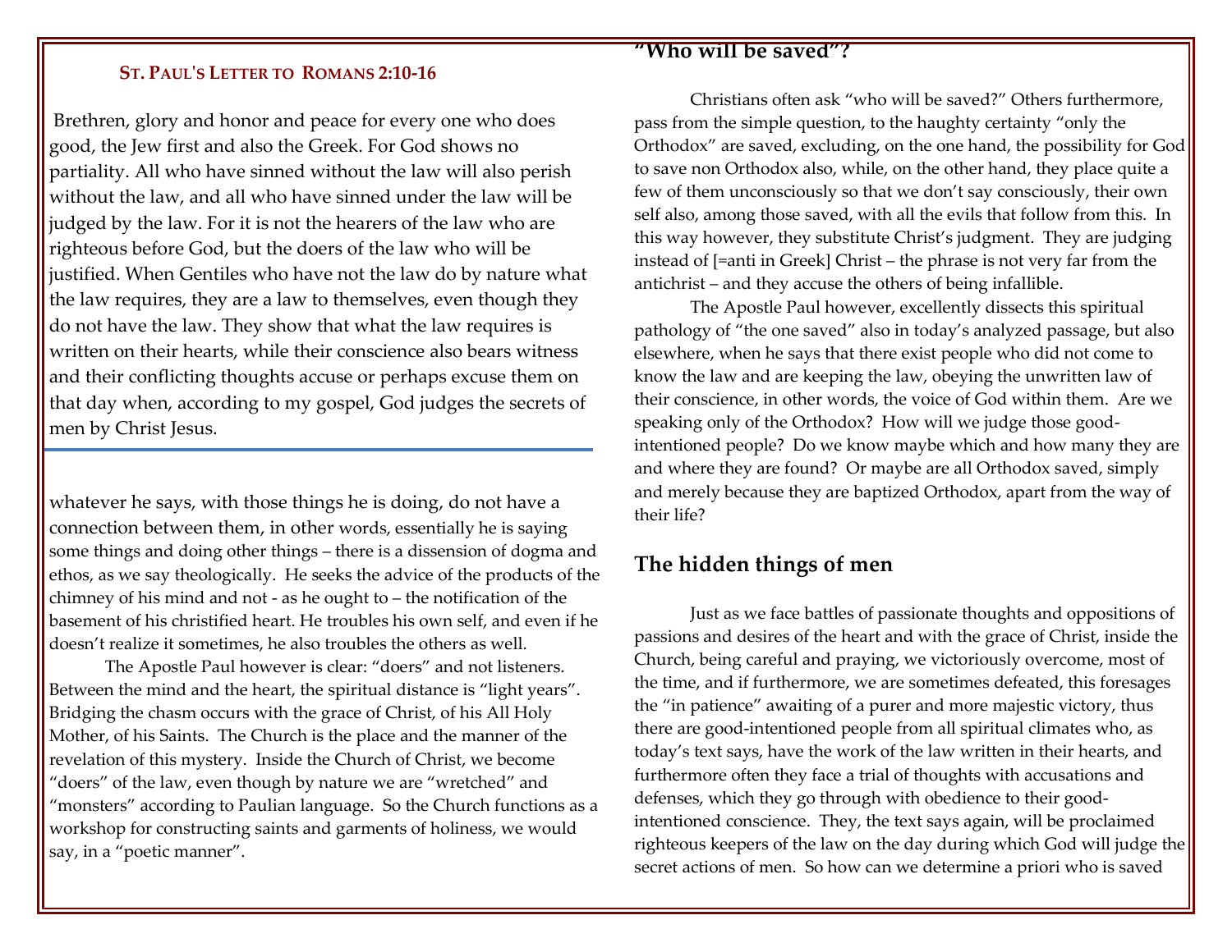### St. Paul's Letter to Romans 2:10-16

Brethren, glory and honor and peace for every one who does good, the Jew first and also the Greek. For God shows no partiality. All who have sinned without the law will also perish without the law, and all who have sinned under the law will be judged by the law. For it is not the hearers of the law who are righteous before God, but the doers of the law who will be justified. When Gentiles who have not the law do by nature what the law requires, they are a law to themselves, even though they do not have the law. They show that what the law requires is written on their hearts, while their conscience also bears witness and their conflicting thoughts accuse or perhaps excuse them on that day when, according to my gospel, God judges the secrets of men by Christ Jesus.

---

whatever he says, with those things he is doing, do not have a connection between them, in other words, essentially he is saying some things and doing other things – there is a dissension of dogma and ethos, as we say theologically. He seeks the advice of the products of the chimney of his mind and not - as he ought to – the notification of the basement of his christified heart. He troubles his own self, and even if he doesn't realize it sometimes, he also troubles the others as well.

The Apostle Paul however is clear: "doers" and not listeners. Between the mind and the heart, the spiritual distance is "light years". Bridging the chasm occurs with the grace of Christ, of his All Holy Mother, of his Saints. The Church is the place and the manner of the revelation of this mystery. Inside the Church of Christ, we become "doers" of the law, even though by nature we are "wretched" and "monsters" according to Paulian language. So the Church functions as a workshop for constructing saints and garments of holiness, we would say, in a "poetic manner".

## "Who will be saved"?

Christians often ask "who will be saved?" Others furthermore, pass from the simple question, to the haughty certainty "only the Orthodox" are saved, excluding, on the one hand, the possibility for God to save non Orthodox also, while, on the other hand, they place quite a few of them unconsciously so that we don't say consciously, their own self also, among those saved, with all the evils that follow from this. In this way however, they substitute Christ's judgment. They are judging instead of [=anti in Greek] Christ – the phrase is not very far from the antichrist – and they accuse the others of being infallible.

The Apostle Paul however, excellently dissects this spiritual pathology of "the one saved" also in today's analyzed passage, but also elsewhere, when he says that there exist people who did not come to know the law and are keeping the law, obeying the unwritten law of their conscience, in other words, the voice of God within them. Are we speaking only of the Orthodox? How will we judge those good-intentioned people? Do we know maybe which and how many they are and where they are found? Or maybe are all Orthodox saved, simply and merely because they are baptized Orthodox, apart from the way of their life?

## The hidden things of men

Just as we face battles of passionate thoughts and oppositions of passions and desires of the heart and with the grace of Christ, inside the Church, being careful and praying, we victoriously overcome, most of the time, and if furthermore, we are sometimes defeated, this foresages the "in patience" awaiting of a purer and more majestic victory, thus there are good-intentioned people from all spiritual climates who, as today's text says, have the work of the law written in their hearts, and furthermore often they face a trial of thoughts with accusations and defenses, which they go through with obedience to their good-intentioned conscience. They, the text says again, will be proclaimed righteous keepers of the law on the day during which God will judge the secret actions of men. So how can we determine a priori who is saved